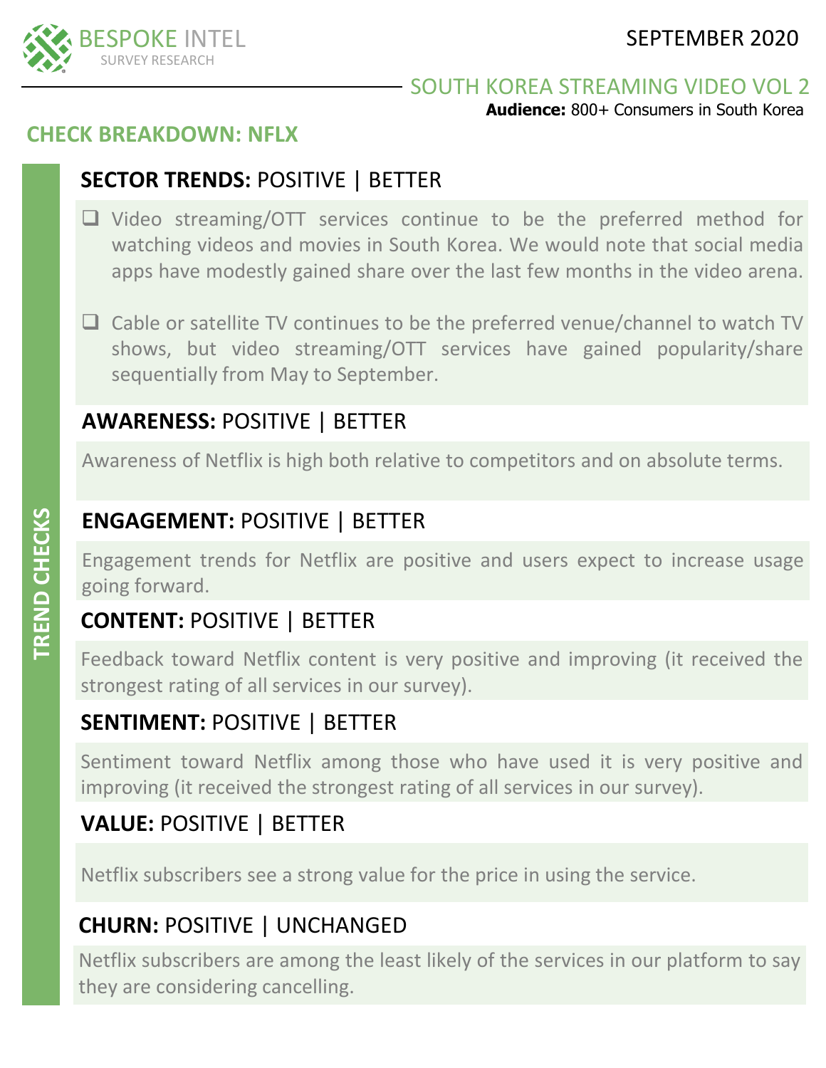BESPOKE INTEL
SURVEY RESEARCH

SEPTEMBER 2020

SOUTH KOREA STREAMING VIDEO VOL 2

**Audience:** 800+ Consumers in South Korea

## CHECK BREAKDOWN: NFLX

TREND CHECKS

### SECTOR TRENDS: POSITIVE | BETTER

- Video streaming/OTT services continue to be the preferred method for watching videos and movies in South Korea. We would note that social media apps have modestly gained share over the last few months in the video arena.
- Cable or satellite TV continues to be the preferred venue/channel to watch TV shows, but video streaming/OTT services have gained popularity/share sequentially from May to September.

### AWARENESS: POSITIVE | BETTER

Awareness of Netflix is high both relative to competitors and on absolute terms.

### ENGAGEMENT: POSITIVE | BETTER

Engagement trends for Netflix are positive and users expect to increase usage going forward.

### CONTENT: POSITIVE | BETTER

Feedback toward Netflix content is very positive and improving (it received the strongest rating of all services in our survey).

### SENTIMENT: POSITIVE | BETTER

Sentiment toward Netflix among those who have used it is very positive and improving (it received the strongest rating of all services in our survey).

### VALUE: POSITIVE | BETTER

Netflix subscribers see a strong value for the price in using the service.

### CHURN: POSITIVE | UNCHANGED

Netflix subscribers are among the least likely of the services in our platform to say they are considering cancelling.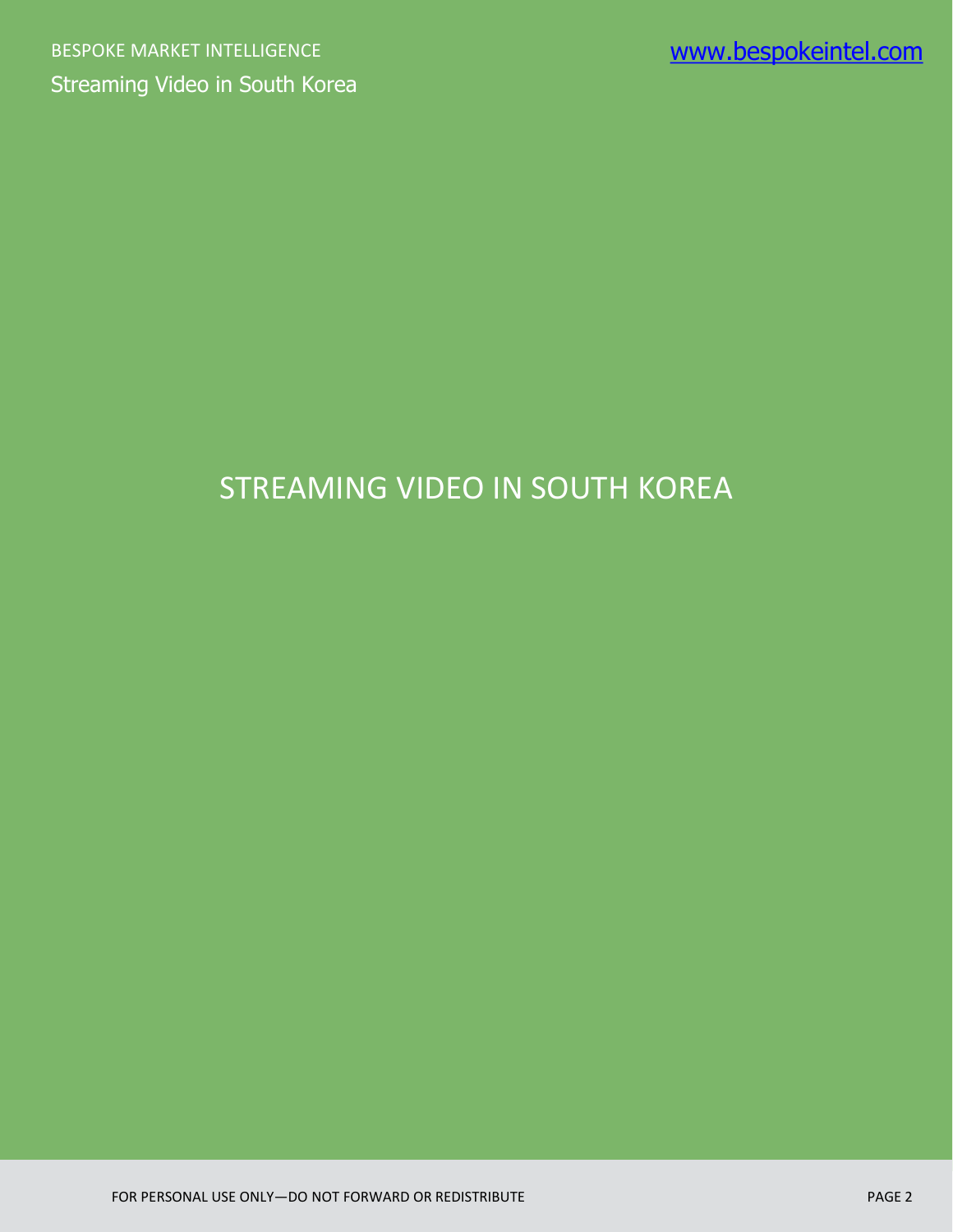# STREAMING VIDEO IN SOUTH KOREA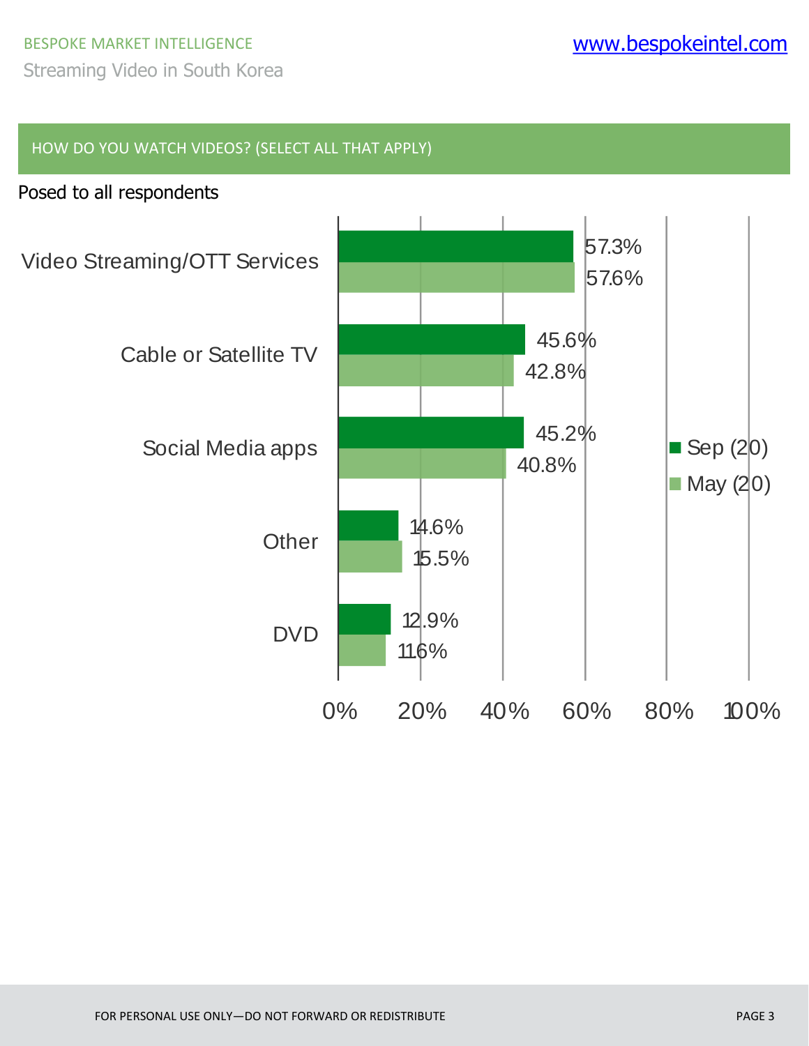## HOW DO YOU WATCH VIDEOS? (SELECT ALL THAT APPLY)

Posed to all respondents

| | Sep (20) | May (20) |
| --- | --- | --- |
| Video Streaming/OTT Services | 57.3% | 57.6% |
| Cable or Satellite TV | 45.6% | 42.8% |
| Social Media apps | 45.2% | 40.8% |
| Other | 14.6% | 15.5% |
| DVD | 12.9% | 11.6% |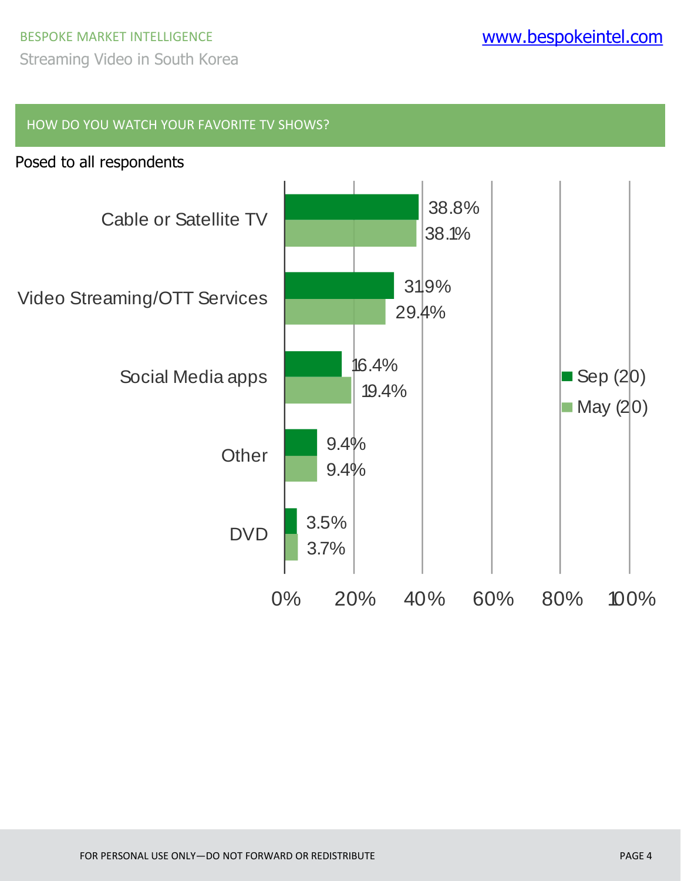## HOW DO YOU WATCH YOUR FAVORITE TV SHOWS?

Posed to all respondents

| | Sep (20) | May (20) |
|---|---|---|
| Cable or Satellite TV | 38.8% | 38.1% |
| Video Streaming/OTT Services | 31.9% | 29.4% |
| Social Media apps | 16.4% | 19.4% |
| Other | 9.4% | 9.4% |
| DVD | 3.5% | 3.7% |

FOR PERSONAL USE ONLY—DO NOT FORWARD OR REDISTRIBUTE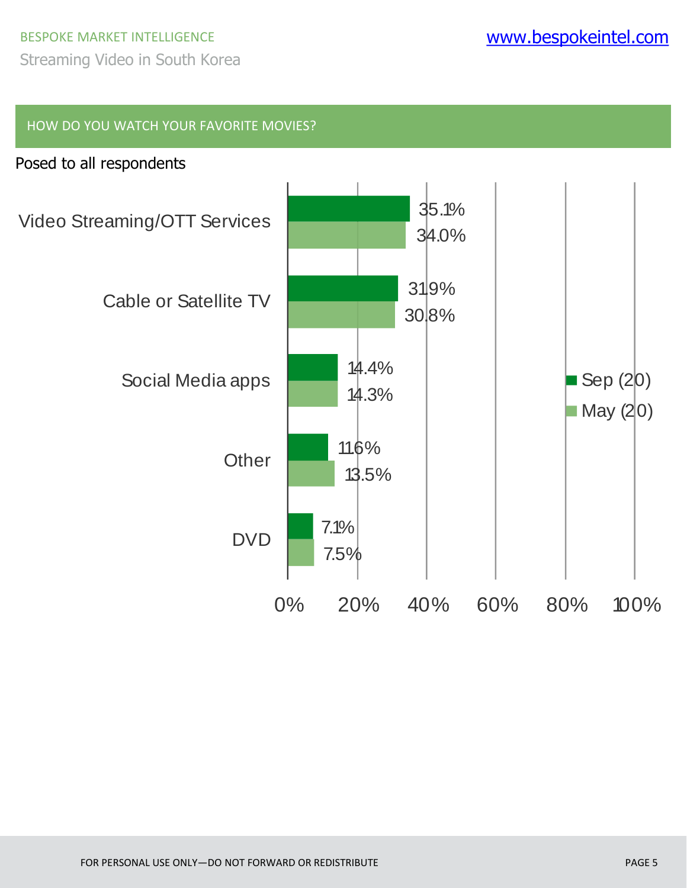## HOW DO YOU WATCH YOUR FAVORITE MOVIES?

Posed to all respondents

| | Sep (20) | May (20) |
|---|---|---|
| Video Streaming/OTT Services | 35.1% | 34.0% |
| Cable or Satellite TV | 31.9% | 30.8% |
| Social Media apps | 14.4% | 14.3% |
| Other | 11.6% | 13.5% |
| DVD | 7.1% | 7.5% |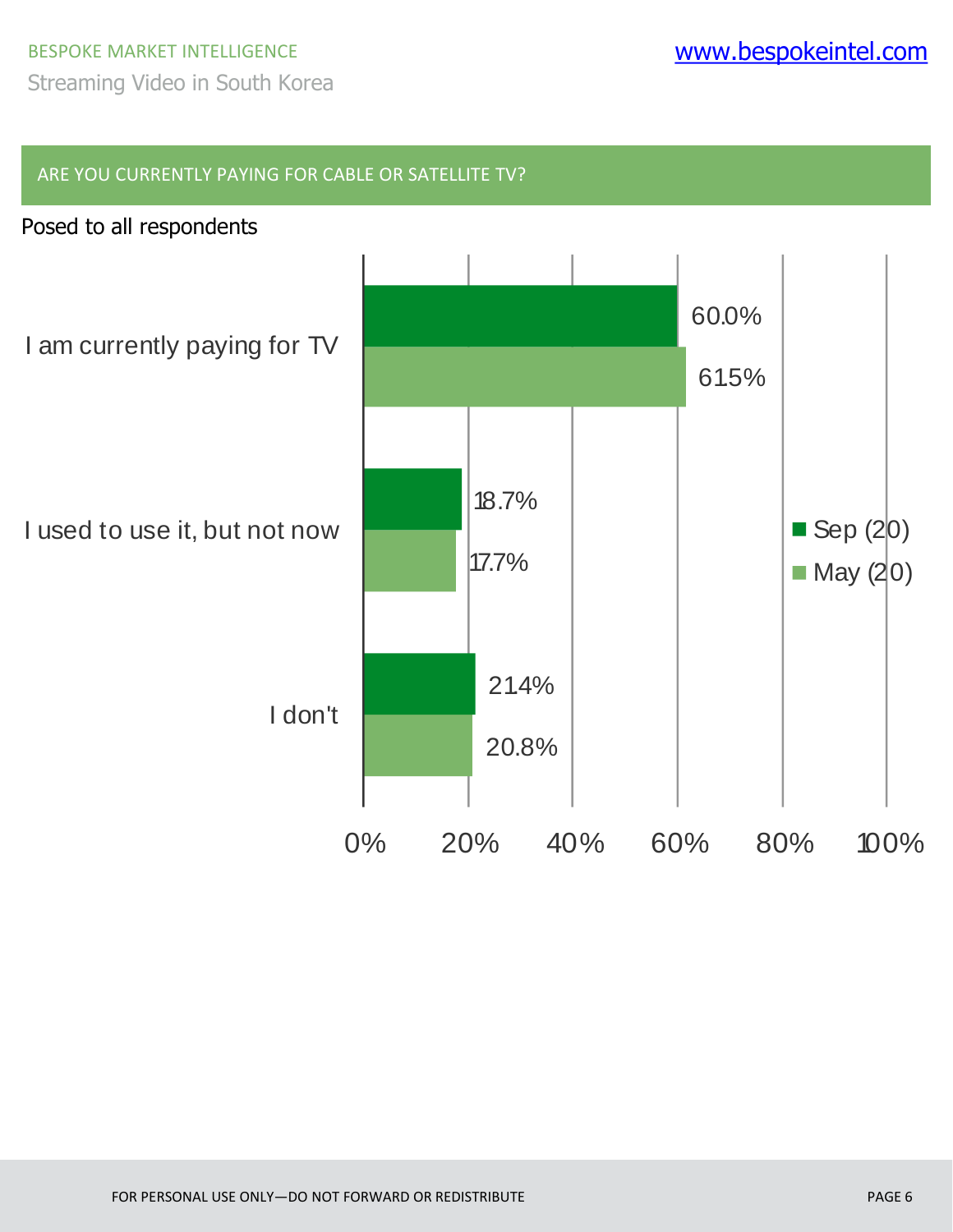## ARE YOU CURRENTLY PAYING FOR CABLE OR SATELLITE TV?

Posed to all respondents

| | Sep (20) | May (20) |
|---|---|---|
| I am currently paying for TV | 60.0% | 61.5% |
| I used to use it, but not now | 18.7% | 17.7% |
| I don't | 21.4% | 20.8% |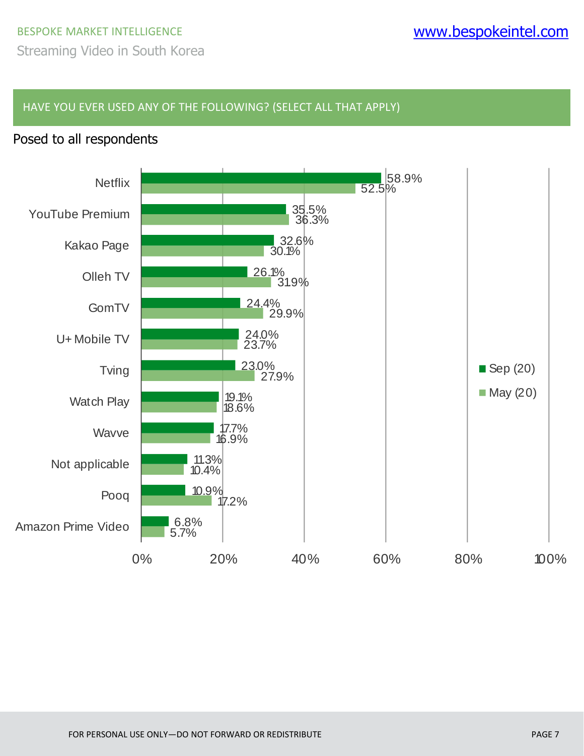## HAVE YOU EVER USED ANY OF THE FOLLOWING? (SELECT ALL THAT APPLY)

Posed to all respondents

| Service | Sep (20) | May (20) |
|---|---|---|
| Netflix | 58.9% | 52.5% |
| YouTube Premium | 35.5% | 36.3% |
| Kakao Page | 32.6% | 30.1% |
| Olleh TV | 26.1% | 31.9% |
| GomTV | 24.4% | 29.9% |
| U+ Mobile TV | 24.0% | 23.7% |
| Tving | 23.0% | 27.9% |
| Watch Play | 19.1% | 18.6% |
| Wavve | 17.7% | 16.9% |
| Not applicable | 11.3% | 10.4% |
| Pooq | 10.9% | 17.2% |
| Amazon Prime Video | 6.8% | 5.7% |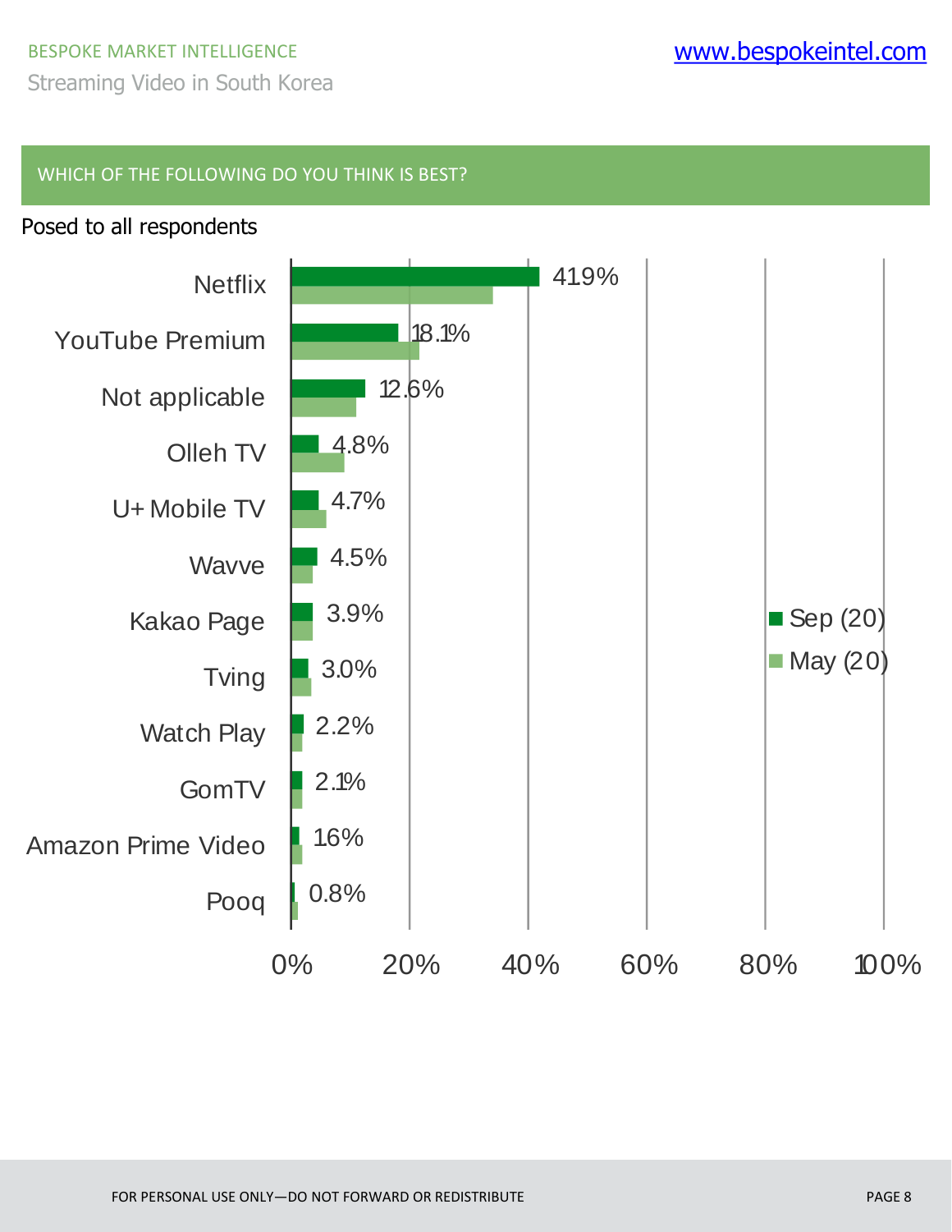## WHICH OF THE FOLLOWING DO YOU THINK IS BEST?

Posed to all respondents

| | Sep (20) |
|---|---|
| Netflix | 41.9% |
| YouTube Premium | 18.1% |
| Not applicable | 12.6% |
| Olleh TV | 4.8% |
| U+ Mobile TV | 4.7% |
| Wavve | 4.5% |
| Kakao Page | 3.9% |
| Tving | 3.0% |
| Watch Play | 2.2% |
| GomTV | 2.1% |
| Amazon Prime Video | 1.6% |
| Pooq | 0.8% |

FOR PERSONAL USE ONLY—DO NOT FORWARD OR REDISTRIBUTE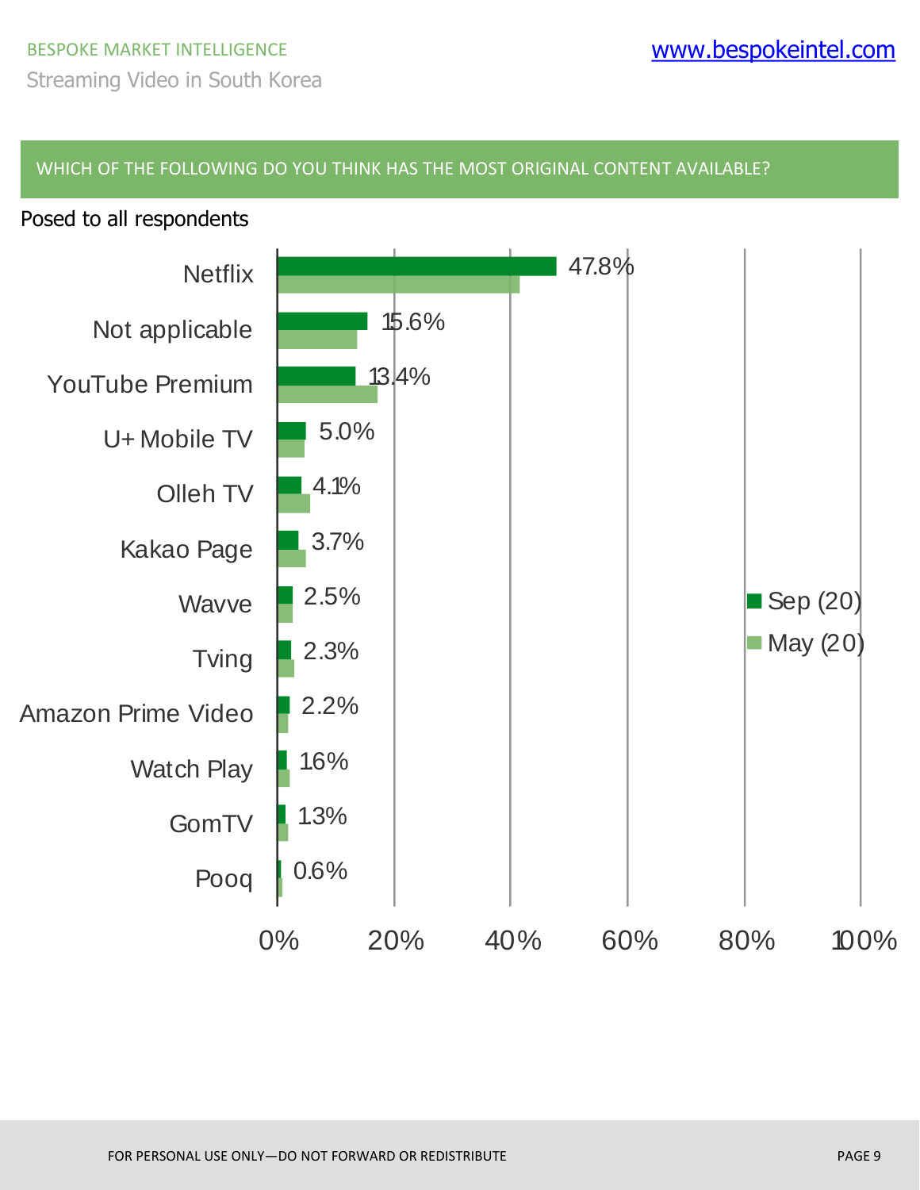## WHICH OF THE FOLLOWING DO YOU THINK HAS THE MOST ORIGINAL CONTENT AVAILABLE?

Posed to all respondents

| | Sep (20) |
|---|---|
| Netflix | 47.8% |
| Not applicable | 15.6% |
| YouTube Premium | 13.4% |
| U+ Mobile TV | 5.0% |
| Olleh TV | 4.1% |
| Kakao Page | 3.7% |
| Wavve | 2.5% |
| Tving | 2.3% |
| Amazon Prime Video | 2.2% |
| Watch Play | 1.6% |
| GomTV | 1.3% |
| Pooq | 0.6% |

Legend: Sep (20), May (20)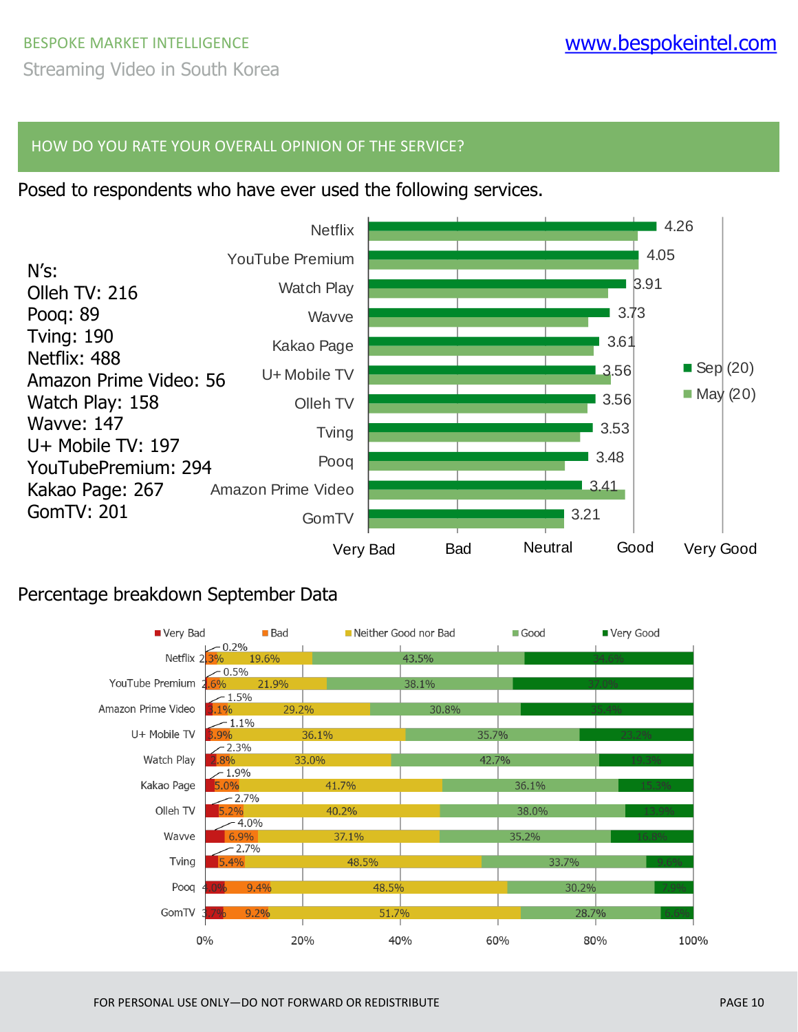## HOW DO YOU RATE YOUR OVERALL OPINION OF THE SERVICE?

Posed to respondents who have ever used the following services.

N's:
Olleh TV: 216
Pooq: 89
Tving: 190
Netflix: 488
Amazon Prime Video: 56
Watch Play: 158
Wavve: 147
U+ Mobile TV: 197
YouTubePremium: 294
Kakao Page: 267
GomTV: 201

| Service | Sep (20) |
|---|---|
| Netflix | 4.26 |
| YouTube Premium | 4.05 |
| Watch Play | 3.91 |
| Wavve | 3.73 |
| Kakao Page | 3.61 |
| U+ Mobile TV | 3.56 |
| Olleh TV | 3.56 |
| Tving | 3.53 |
| Pooq | 3.48 |
| Amazon Prime Video | 3.41 |
| GomTV | 3.21 |

Scale: Very Bad, Bad, Neutral, Good, Very Good

Percentage breakdown September Data

| Service | Very Bad | Bad | Neither Good nor Bad | Good | Very Good |
|---|---|---|---|---|---|
| Netflix | 0.2% | 2.3% | 19.6% | 43.5% | 34.6% |
| YouTube Premium | 0.5% | 2.6% | 21.9% | 38.1% | 37.0% |
| Amazon Prime Video | 1.5% | 3.1% | 29.2% | 30.8% | 35.4% |
| U+ Mobile TV | 1.1% | 3.9% | 36.1% | 35.7% | 23.2% |
| Watch Play | 2.3% | 2.8% | 33.0% | 42.7% | 19.3% |
| Kakao Page | 1.9% | 5.0% | 41.7% | 36.1% | 15.3% |
| Olleh TV | 2.7% | 5.2% | 40.2% | 38.0% | 13.9% |
| Wavve | 4.0% | 6.9% | 37.1% | 35.2% | 16.8% |
| Tving | 2.7% | 5.4% | 48.5% | 33.7% | 9.6% |
| Pooq | 4.0% | 9.4% | 48.5% | 30.2% | 7.9% |
| GomTV | 3.7% | 9.2% | 51.7% | 28.7% | 6.6% |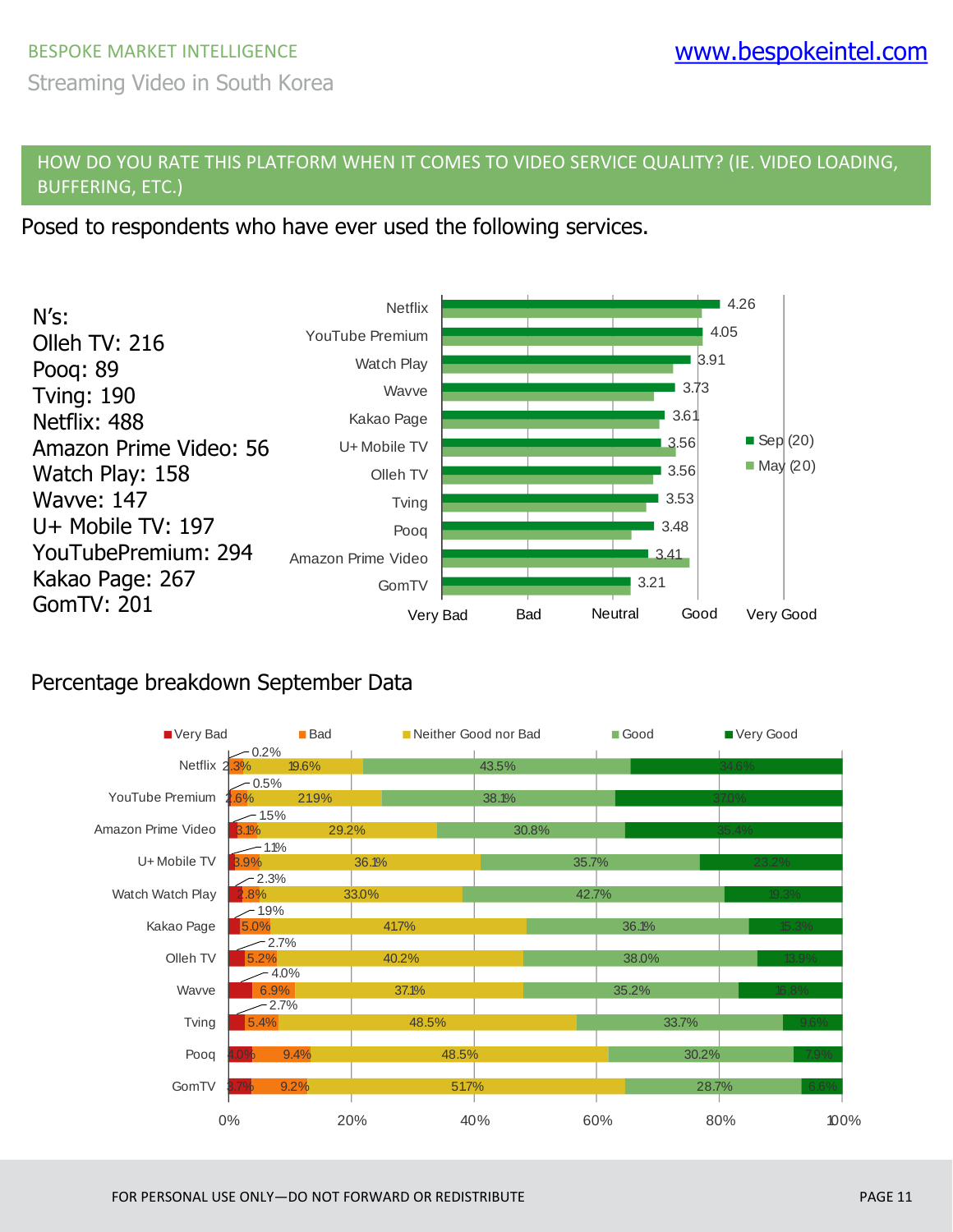BESPOKE MARKET INTELLIGENCE

Streaming Video in South Korea

## HOW DO YOU RATE THIS PLATFORM WHEN IT COMES TO VIDEO SERVICE QUALITY? (IE. VIDEO LOADING, BUFFERING, ETC.)

Posed to respondents who have ever used the following services.

N's:
Olleh TV: 216
Pooq: 89
Tving: 190
Netflix: 488
Amazon Prime Video: 56
Watch Play: 158
Wavve: 147
U+ Mobile TV: 197
YouTubePremium: 294
Kakao Page: 267
GomTV: 201

| Platform | Sep (20) |
|---|---|
| Netflix | 4.26 |
| YouTube Premium | 4.05 |
| Watch Play | 3.91 |
| Wavve | 3.73 |
| Kakao Page | 3.61 |
| U+ Mobile TV | 3.56 |
| Olleh TV | 3.56 |
| Tving | 3.53 |
| Pooq | 3.48 |
| Amazon Prime Video | 3.41 |
| GomTV | 3.21 |

Scale: Very Bad, Bad, Neutral, Good, Very Good. Legend: Sep (20), May (20)

### Percentage breakdown September Data

| Platform | Very Bad | Bad | Neither Good nor Bad | Good | Very Good |
|---|---|---|---|---|---|
| Netflix | 0.2% | 2.3% | 19.6% | 43.5% | 34.6% |
| YouTube Premium | 0.5% | 2.6% | 21.9% | 38.1% | 37.0% |
| Amazon Prime Video | 1.5% | 3.1% | 29.2% | 30.8% | 35.4% |
| U+ Mobile TV | 1.1% | 3.9% | 36.1% | 35.7% | 23.2% |
| Watch Watch Play | 2.3% | 2.8% | 33.0% | 42.7% | 19.3% |
| Kakao Page | 1.9% | 5.0% | 41.7% | 36.1% | 15.3% |
| Olleh TV | 2.7% | 5.2% | 40.2% | 38.0% | 13.9% |
| Wavve | 4.0% | 6.9% | 37.1% | 35.2% | 16.8% |
| Tving | 2.7% | 5.4% | 48.5% | 33.7% | 9.6% |
| Pooq | 4.0% | 9.4% | 48.5% | 30.2% | 7.9% |
| GomTV | 3.7% | 9.2% | 51.7% | 28.7% | 6.6% |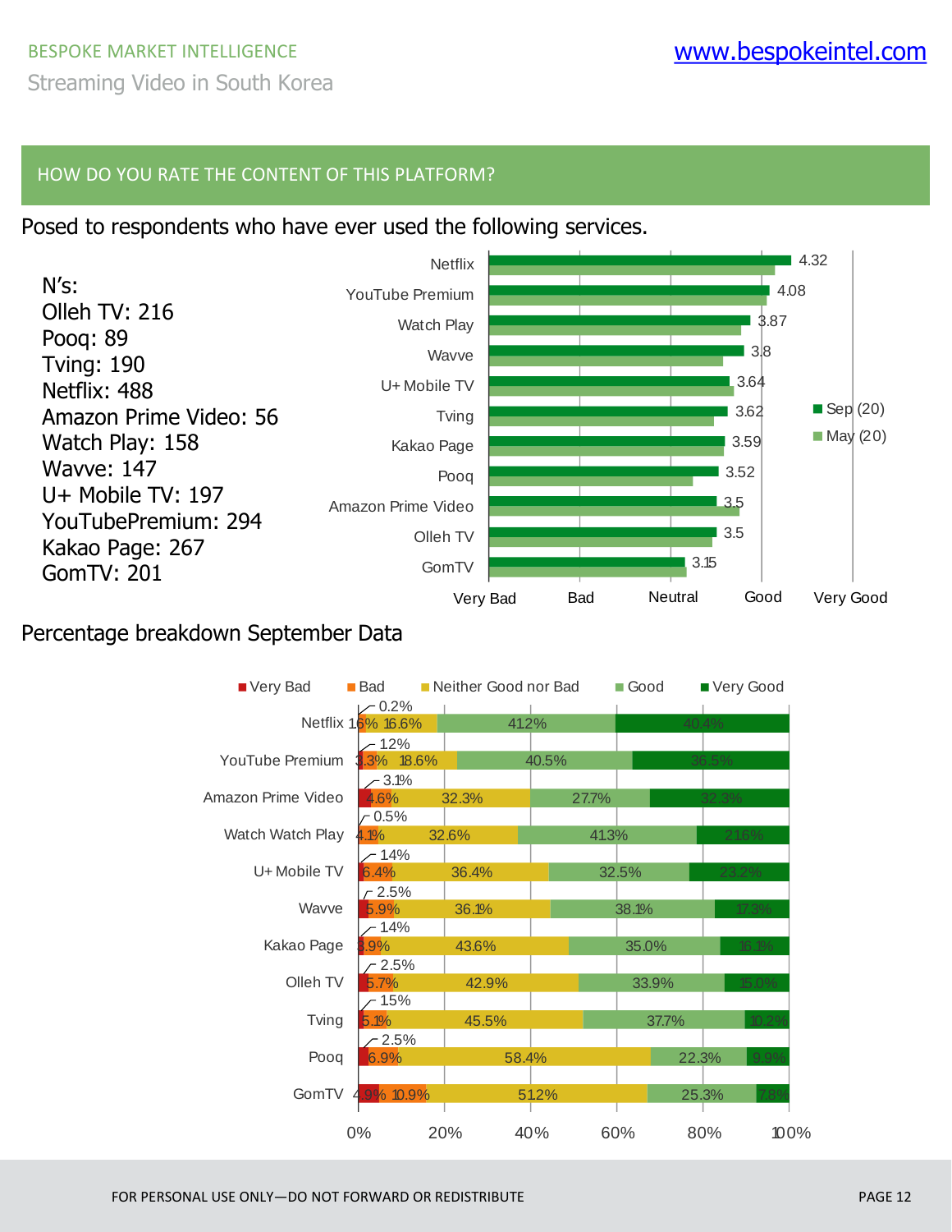## HOW DO YOU RATE THE CONTENT OF THIS PLATFORM?

Posed to respondents who have ever used the following services.

N's:
Olleh TV: 216
Pooq: 89
Tving: 190
Netflix: 488
Amazon Prime Video: 56
Watch Play: 158
Wavve: 147
U+ Mobile TV: 197
YouTubePremium: 294
Kakao Page: 267
GomTV: 201

| Platform | Sep (20) |
|---|---|
| Netflix | 4.32 |
| YouTube Premium | 4.08 |
| Watch Play | 3.87 |
| Wavve | 3.8 |
| U+ Mobile TV | 3.64 |
| Tving | 3.62 |
| Kakao Page | 3.59 |
| Pooq | 3.52 |
| Amazon Prime Video | 3.5 |
| Olleh TV | 3.5 |
| GomTV | 3.15 |

Scale: Very Bad, Bad, Neutral, Good, Very Good

Percentage breakdown September Data

| Platform | Very Bad | Bad | Neither Good nor Bad | Good | Very Good |
|---|---|---|---|---|---|
| Netflix | 0.2% | 1.6% | 16.6% | 41.2% | 40.4% |
| YouTube Premium | 1.2% | 3.3% | 18.6% | 40.5% | 36.5% |
| Amazon Prime Video | 3.1% | 4.6% | 32.3% | 27.7% | 32.3% |
| Watch Watch Play | 0.5% | 4.1% | 32.6% | 41.3% | 21.6% |
| U+ Mobile TV | 1.4% | 6.4% | 36.4% | 32.5% | 23.2% |
| Wavve | 2.5% | 5.9% | 36.1% | 38.1% | 17.3% |
| Kakao Page | 1.4% | 3.9% | 43.6% | 35.0% | 16.1% |
| Olleh TV | 2.5% | 5.7% | 42.9% | 33.9% | 15.0% |
| Tving | 1.5% | 5.1% | 45.5% | 37.7% | 10.2% |
| Pooq | 2.5% | 6.9% | 58.4% | 22.3% | 9.9% |
| GomTV | 4.9% | 10.9% | 51.2% | 25.3% | 7.8% |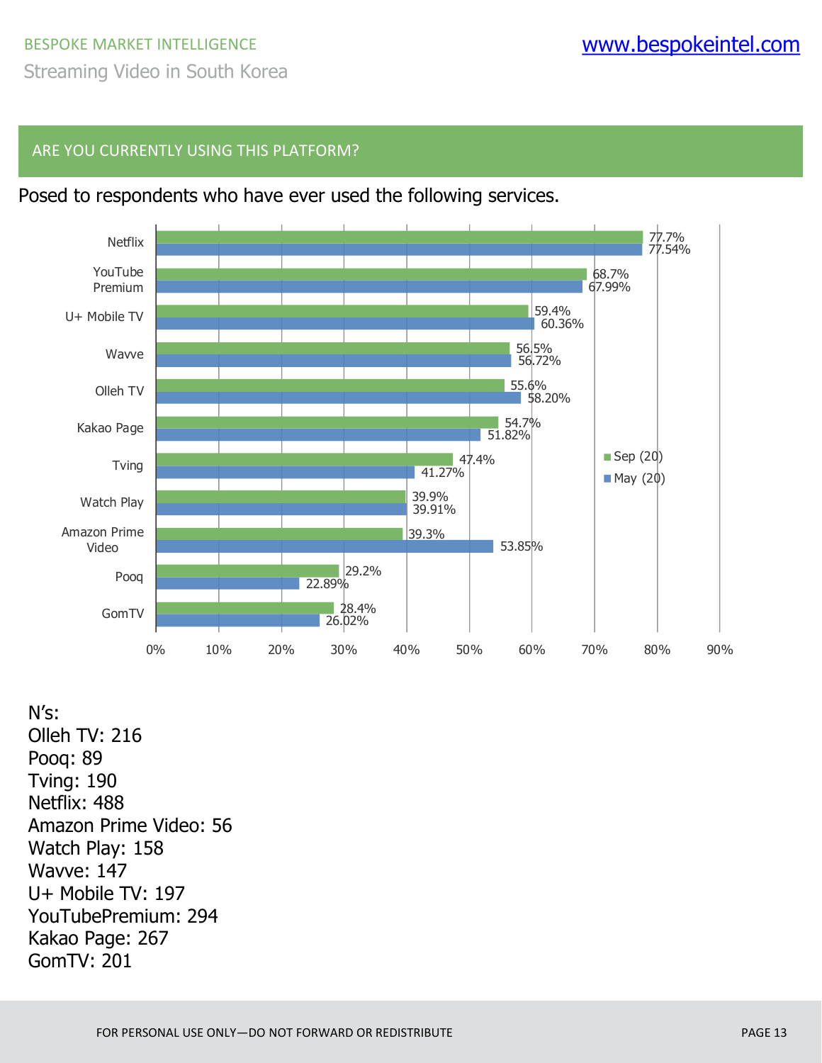## ARE YOU CURRENTLY USING THIS PLATFORM?

Posed to respondents who have ever used the following services.

| Platform | Sep (20) | May (20) |
|---|---|---|
| Netflix | 77.7% | 77.54% |
| YouTube Premium | 68.7% | 67.99% |
| U+ Mobile TV | 59.4% | 60.36% |
| Wavve | 56.5% | 56.72% |
| Olleh TV | 55.6% | 58.20% |
| Kakao Page | 54.7% | 51.82% |
| Tving | 47.4% | 41.27% |
| Watch Play | 39.9% | 39.91% |
| Amazon Prime Video | 39.3% | 53.85% |
| Pooq | 29.2% | 22.89% |
| GomTV | 28.4% | 26.02% |

N’s:
Olleh TV: 216
Pooq: 89
Tving: 190
Netflix: 488
Amazon Prime Video: 56
Watch Play: 158
Wavve: 147
U+ Mobile TV: 197
YouTubePremium: 294
Kakao Page: 267
GomTV: 201

FOR PERSONAL USE ONLY—DO NOT FORWARD OR REDISTRIBUTE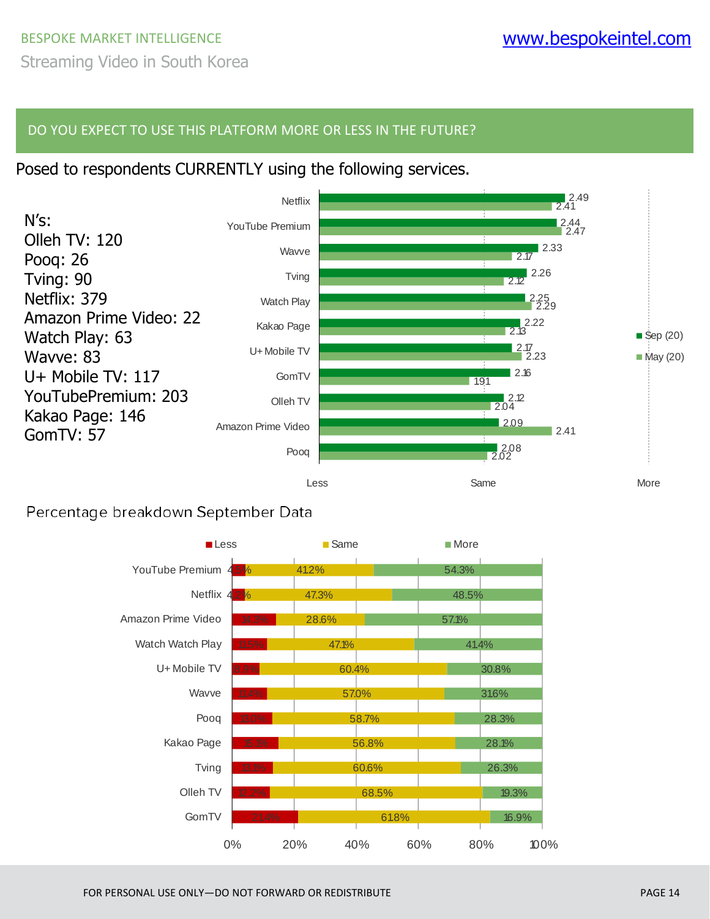## DO YOU EXPECT TO USE THIS PLATFORM MORE OR LESS IN THE FUTURE?

Posed to respondents CURRENTLY using the following services.

N's:
Olleh TV: 120
Pooq: 26
Tving: 90
Netflix: 379
Amazon Prime Video: 22
Watch Play: 63
Wavve: 83
U+ Mobile TV: 117
YouTubePremium: 203
Kakao Page: 146
GomTV: 57

| Platform | Sep (20) | May (20) |
|---|---|---|
| Netflix | 2.49 | 2.41 |
| YouTube Premium | 2.44 | 2.47 |
| Wavve | 2.33 | 2.17 |
| Tving | 2.26 | 2.12 |
| Watch Play | 2.25 | 2.29 |
| Kakao Page | 2.22 | 2.13 |
| U+ Mobile TV | 2.17 | 2.23 |
| GomTV | 2.16 | 1.91 |
| Olleh TV | 2.12 | 2.04 |
| Amazon Prime Video | 2.09 | 2.41 |
| Pooq | 2.08 | 2.02 |

Scale: Less – Same – More

### Percentage breakdown September Data

| Platform | Less | Same | More |
|---|---|---|---|
| YouTube Premium | 4.5% | 41.2% | 54.3% |
| Netflix | 4.2% | 47.3% | 48.5% |
| Amazon Prime Video | 14.3% | 28.6% | 57.1% |
| Watch Watch Play | 11.5% | 47.1% | 41.4% |
| U+ Mobile TV | 8.9% | 60.4% | 30.8% |
| Wavve | 11.4% | 57.0% | 31.6% |
| Pooq | 13.0% | 58.7% | 28.3% |
| Kakao Page | 15.1% | 56.8% | 28.1% |
| Tving | 13.1% | 60.6% | 26.3% |
| Olleh TV | 12.2% | 68.5% | 19.3% |
| GomTV | 21.4% | 61.8% | 16.9% |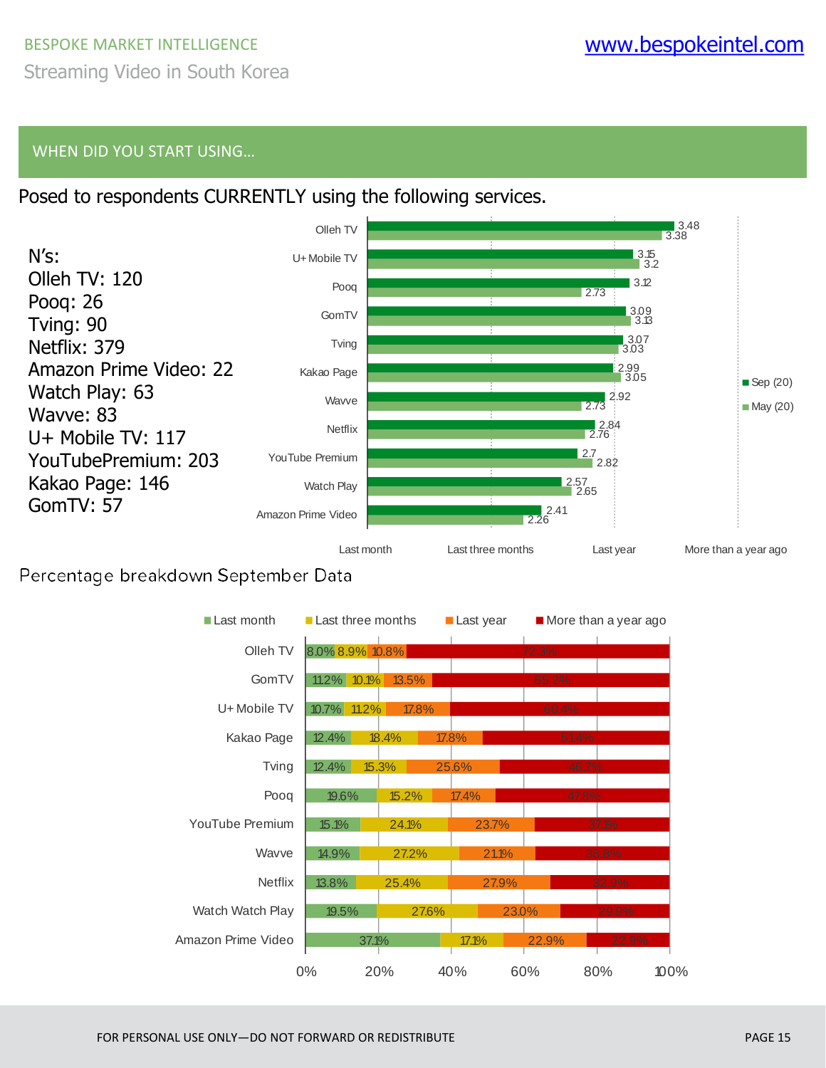## WHEN DID YOU START USING…

Posed to respondents CURRENTLY using the following services.

N's:
Olleh TV: 120
Pooq: 26
Tving: 90
Netflix: 379
Amazon Prime Video: 22
Watch Play: 63
Wavve: 83
U+ Mobile TV: 117
YouTubePremium: 203
Kakao Page: 146
GomTV: 57

| Service | Sep (20) | May (20) |
|---|---|---|
| Olleh TV | 3.48 | 3.38 |
| U+ Mobile TV | 3.15 | 3.2 |
| Pooq | 3.12 | 2.73 |
| GomTV | 3.09 | 3.13 |
| Tving | 3.07 | 3.03 |
| Kakao Page | 2.99 | 3.05 |
| Wavve | 2.92 | 2.73 |
| Netflix | 2.84 | 2.76 |
| YouTube Premium | 2.7 | 2.82 |
| Watch Play | 2.57 | 2.65 |
| Amazon Prime Video | 2.41 | 2.26 |

Scale: Last month, Last three months, Last year, More than a year ago

Percentage breakdown September Data

| Service | Last month | Last three months | Last year | More than a year ago |
|---|---|---|---|---|
| Olleh TV | 8.0% | 8.9% | 10.8% | 72.3% |
| GomTV | 11.2% | 10.1% | 13.5% | 65.2% |
| U+ Mobile TV | 10.7% | 11.2% | 17.8% | 60.4% |
| Kakao Page | 12.4% | 18.4% | 17.8% | 51.4% |
| Tving | 12.4% | 15.3% | 25.6% | 46.7% |
| Pooq | 19.6% | 15.2% | 17.4% | 47.8% |
| YouTube Premium | 15.1% | 24.1% | 23.7% | 37.1% |
| Wavve | 14.9% | 27.2% | 21.1% | 36.8% |
| Netflix | 13.8% | 25.4% | 27.9% | 32.9% |
| Watch Watch Play | 19.5% | 27.6% | 23.0% | 29.9% |
| Amazon Prime Video | 37.1% | 17.1% | 22.9% | 22.9% |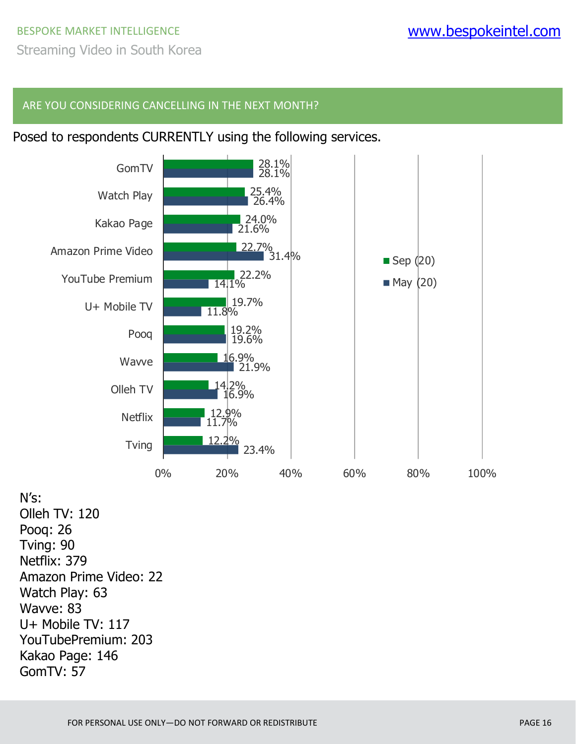## ARE YOU CONSIDERING CANCELLING IN THE NEXT MONTH?

Posed to respondents CURRENTLY using the following services.

| Service | Sep (20) | May (20) |
|---|---|---|
| GomTV | 28.1% | 28.1% |
| Watch Play | 25.4% | 26.4% |
| Kakao Page | 24.0% | 21.6% |
| Amazon Prime Video | 22.7% | 31.4% |
| YouTube Premium | 22.2% | 14.1% |
| U+ Mobile TV | 19.7% | 11.8% |
| Pooq | 19.2% | 19.6% |
| Wavve | 16.9% | 21.9% |
| Olleh TV | 14.2% | 16.9% |
| Netflix | 12.9% | 11.7% |
| Tving | 12.2% | 23.4% |

N's:
Olleh TV: 120
Pooq: 26
Tving: 90
Netflix: 379
Amazon Prime Video: 22
Watch Play: 63
Wavve: 83
U+ Mobile TV: 117
YouTubePremium: 203
Kakao Page: 146
GomTV: 57

FOR PERSONAL USE ONLY—DO NOT FORWARD OR REDISTRIBUTE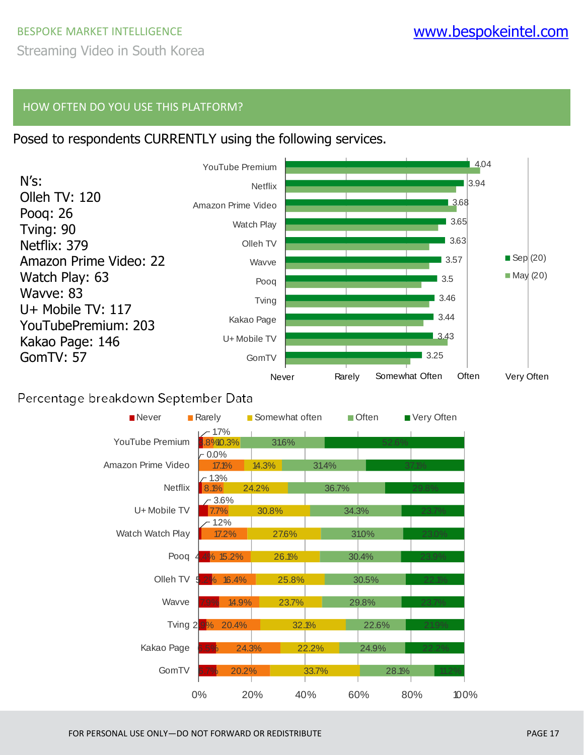## HOW OFTEN DO YOU USE THIS PLATFORM?

Posed to respondents CURRENTLY using the following services.

N's:
Olleh TV: 120
Pooq: 26
Tving: 90
Netflix: 379
Amazon Prime Video: 22
Watch Play: 63
Wavve: 83
U+ Mobile TV: 117
YouTubePremium: 203
Kakao Page: 146
GomTV: 57

| Platform | Sep (20) |
|---|---|
| YouTube Premium | 4.04 |
| Netflix | 3.94 |
| Amazon Prime Video | 3.68 |
| Watch Play | 3.65 |
| Olleh TV | 3.63 |
| Wavve | 3.57 |
| Pooq | 3.5 |
| Tving | 3.46 |
| Kakao Page | 3.44 |
| U+ Mobile TV | 3.43 |
| GomTV | 3.25 |

Scale: Never, Rarely, Somewhat Often, Often, Very Often

Percentage breakdown September Data

| Platform | Never | Rarely | Somewhat often | Often | Very Often |
|---|---|---|---|---|---|
| YouTube Premium | 1.7% | 3.8% | 10.3% | 31.6% | 52.6% |
| Amazon Prime Video | 0.0% | 17.1% | 14.3% | 31.4% | 37.1% |
| Netflix | 1.3% | 8.1% | 24.2% | 36.7% | 29.8% |
| U+ Mobile TV | 3.6% | 7.7% | 30.8% | 34.3% | 23.7% |
| Watch Watch Play | 1.2% | 17.2% | 27.6% | 31.0% | 23.0% |
| Pooq | 4.4% | 15.2% | 26.1% | 30.4% | 23.9% |
| Olleh TV | 5.2% | 16.4% | 25.8% | 30.5% | 22.1% |
| Wavve | 7.9% | 14.9% | 23.7% | 29.8% | 23.7% |
| Tving | 2.9% | 20.4% | 32.1% | 22.6% | 21.9% |
| Kakao Page | 6.5% | 24.3% | 22.2% | 24.9% | 22.2% |
| GomTV | 6.7% | 20.2% | 33.7% | 28.1% | 11.2% |

FOR PERSONAL USE ONLY—DO NOT FORWARD OR REDISTRIBUTE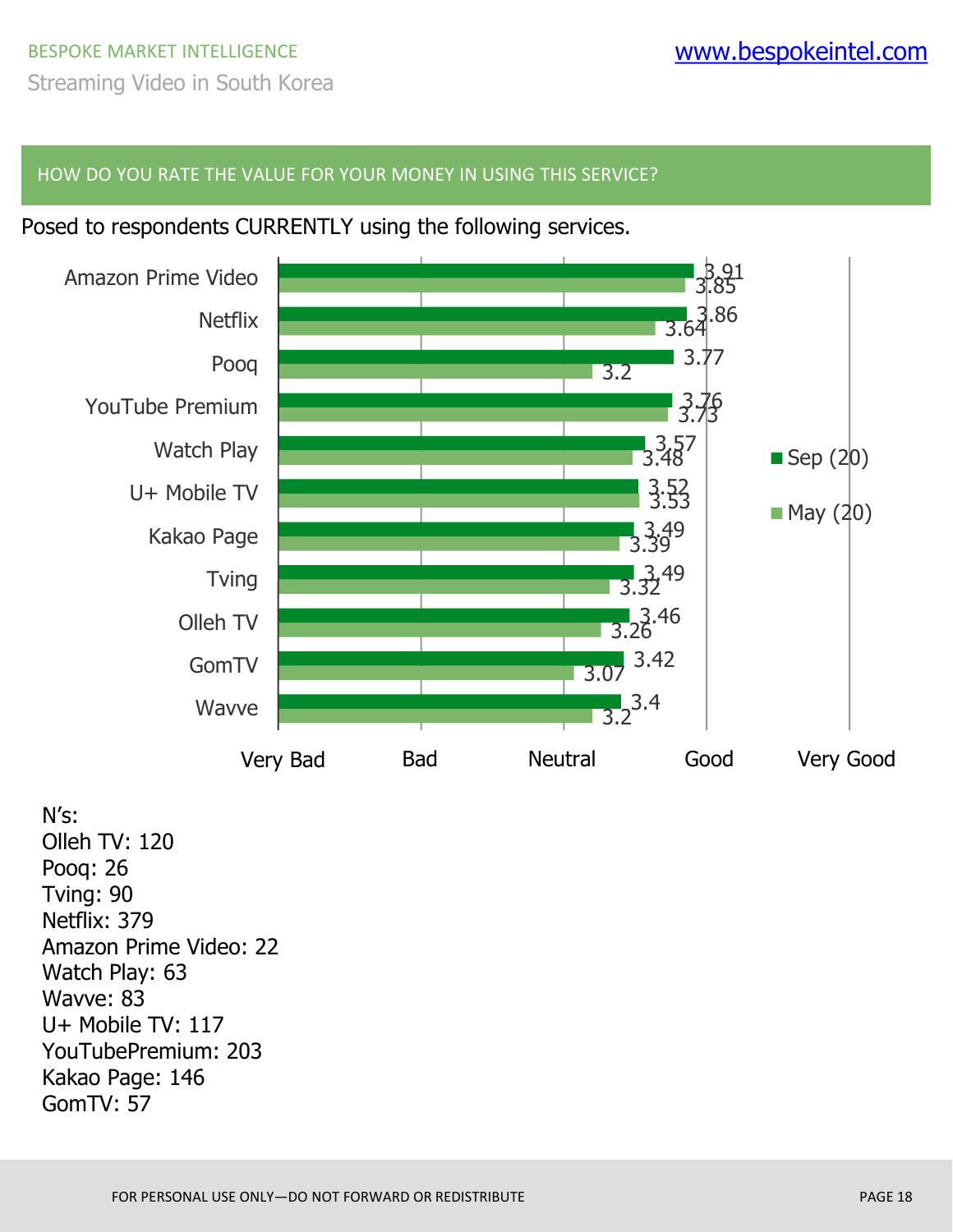## HOW DO YOU RATE THE VALUE FOR YOUR MONEY IN USING THIS SERVICE?

Posed to respondents CURRENTLY using the following services.

| Service | Sep (20) | May (20) |
|---|---|---|
| Amazon Prime Video | 3.91 | 3.85 |
| Netflix | 3.86 | 3.64 |
| Pooq | 3.77 | 3.2 |
| YouTube Premium | 3.76 | 3.73 |
| Watch Play | 3.57 | 3.48 |
| U+ Mobile TV | 3.52 | 3.53 |
| Kakao Page | 3.49 | 3.39 |
| Tving | 3.49 | 3.32 |
| Olleh TV | 3.46 | 3.26 |
| GomTV | 3.42 | 3.07 |
| Wavve | 3.4 | 3.2 |

Scale: Very Bad, Bad, Neutral, Good, Very Good

N's:
Olleh TV: 120
Pooq: 26
Tving: 90
Netflix: 379
Amazon Prime Video: 22
Watch Play: 63
Wavve: 83
U+ Mobile TV: 117
YouTubePremium: 203
Kakao Page: 146
GomTV: 57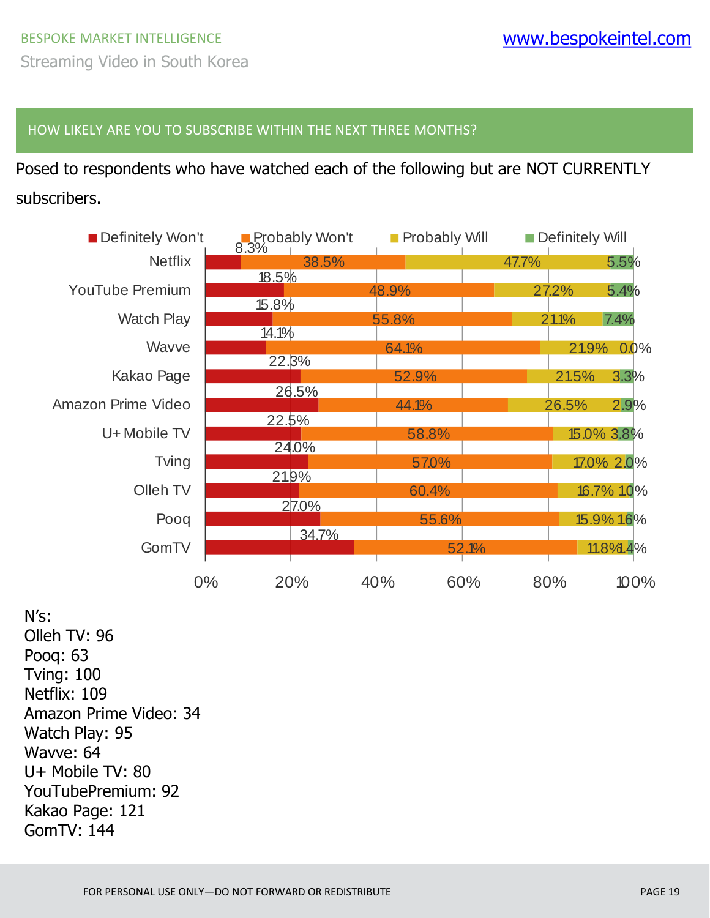BESPOKE MARKET INTELLIGENCE

Streaming Video in South Korea

## HOW LIKELY ARE YOU TO SUBSCRIBE WITHIN THE NEXT THREE MONTHS?

Posed to respondents who have watched each of the following but are NOT CURRENTLY subscribers.

| | Definitely Won't | Probably Won't | Probably Will | Definitely Will |
|---|---|---|---|---|
| Netflix | 8.3% | 38.5% | 47.7% | 5.5% |
| YouTube Premium | 18.5% | 48.9% | 27.2% | 5.4% |
| Watch Play | 15.8% | 55.8% | 21.1% | 7.4% |
| Wavve | 14.1% | 64.1% | 21.9% | 0.0% |
| Kakao Page | 22.3% | 52.9% | 21.5% | 3.3% |
| Amazon Prime Video | 26.5% | 44.1% | 26.5% | 2.9% |
| U+ Mobile TV | 22.5% | 58.8% | 15.0% | 3.8% |
| Tving | 24.0% | 57.0% | 17.0% | 2.0% |
| Olleh TV | 21.9% | 60.4% | 16.7% | 1.0% |
| Pooq | 27.0% | 55.6% | 15.9% | 1.6% |
| GomTV | 34.7% | 52.1% | 11.8% | 1.4% |

N's:
Olleh TV: 96
Pooq: 63
Tving: 100
Netflix: 109
Amazon Prime Video: 34
Watch Play: 95
Wavve: 64
U+ Mobile TV: 80
YouTubePremium: 92
Kakao Page: 121
GomTV: 144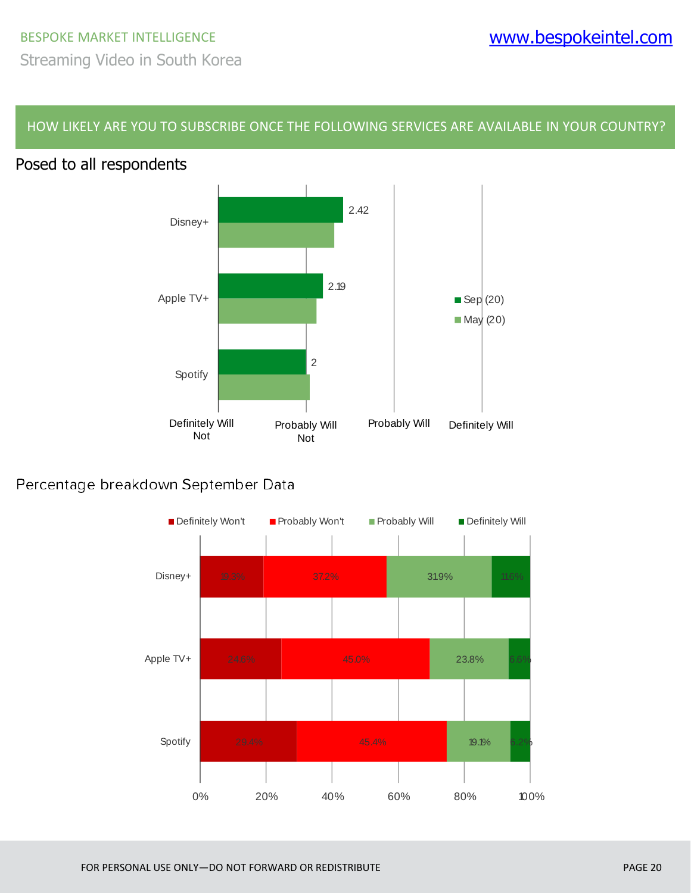## HOW LIKELY ARE YOU TO SUBSCRIBE ONCE THE FOLLOWING SERVICES ARE AVAILABLE IN YOUR COUNTRY?

Posed to all respondents

| Service | Sep (20) | May (20) |
|---|---|---|
| Disney+ | 2.42 | |
| Apple TV+ | 2.19 | |
| Spotify | 2 | |

Scale: Definitely Will Not – Probably Will Not – Probably Will – Definitely Will

Percentage breakdown September Data

| Service | Definitely Won't | Probably Won't | Probably Will | Definitely Will |
|---|---|---|---|---|
| Disney+ | 19.3% | 37.2% | 31.9% | 11.6% |
| Apple TV+ | 24.6% | 45.0% | 23.8% | 6.6% |
| Spotify | 29.4% | 45.4% | 19.1% | 6.2% |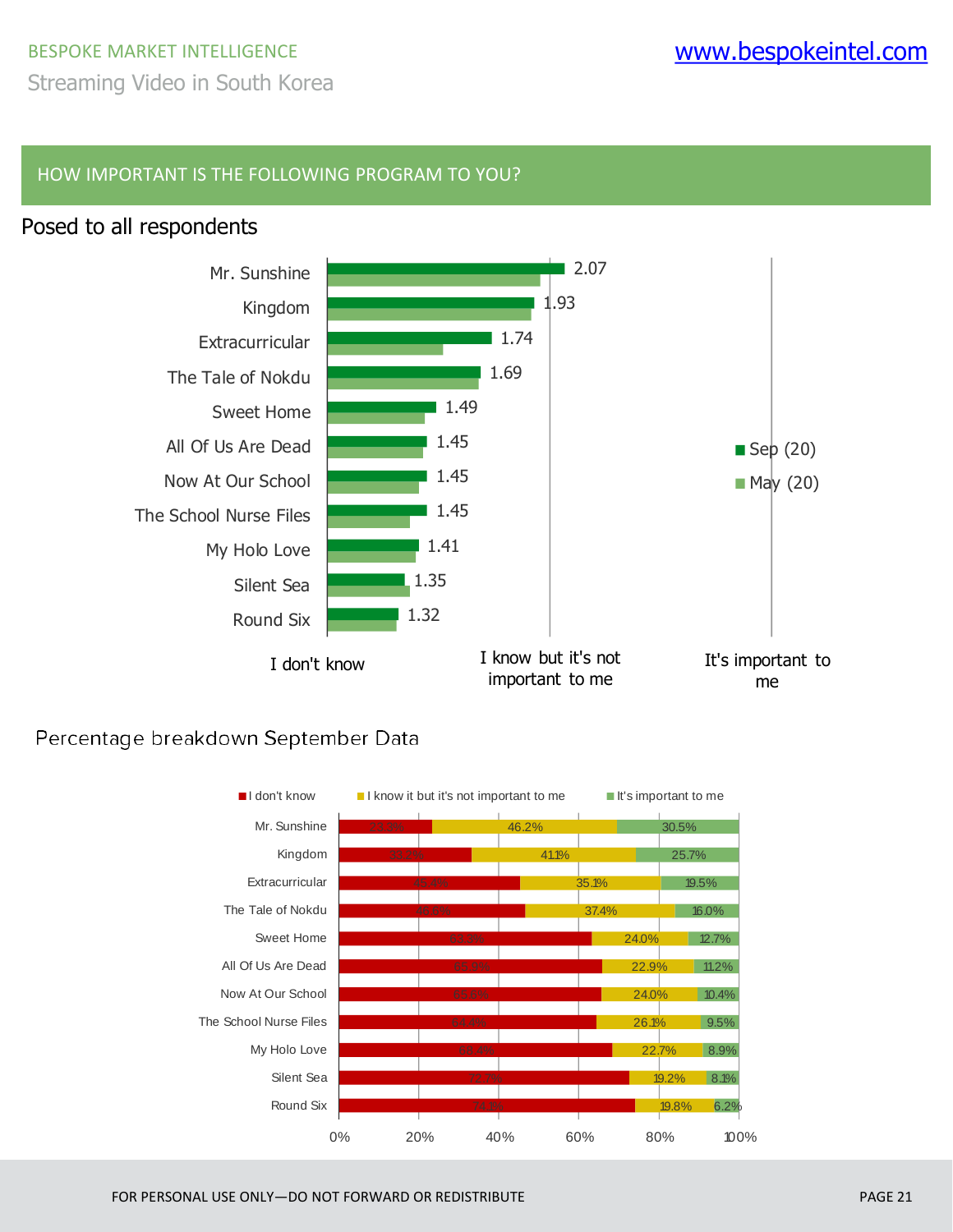## HOW IMPORTANT IS THE FOLLOWING PROGRAM TO YOU?

Posed to all respondents

Scale: I don't know · I know but it's not important to me · It's important to me

| Program | Sep (20) |
|---|---|
| Mr. Sunshine | 2.07 |
| Kingdom | 1.93 |
| Extracurricular | 1.74 |
| The Tale of Nokdu | 1.69 |
| Sweet Home | 1.49 |
| All Of Us Are Dead | 1.45 |
| Now At Our School | 1.45 |
| The School Nurse Files | 1.45 |
| My Holo Love | 1.41 |
| Silent Sea | 1.35 |
| Round Six | 1.32 |

### Percentage breakdown September Data

| Program | I don't know | I know it but it's not important to me | It's important to me |
|---|---|---|---|
| Mr. Sunshine | 23.3% | 46.2% | 30.5% |
| Kingdom | 33.2% | 41.1% | 25.7% |
| Extracurricular | 45.4% | 35.1% | 19.5% |
| The Tale of Nokdu | 46.6% | 37.4% | 16.0% |
| Sweet Home | 63.3% | 24.0% | 12.7% |
| All Of Us Are Dead | 65.9% | 22.9% | 11.2% |
| Now At Our School | 65.6% | 24.0% | 10.4% |
| The School Nurse Files | 64.4% | 26.1% | 9.5% |
| My Holo Love | 68.4% | 22.7% | 8.9% |
| Silent Sea | 72.7% | 19.2% | 8.1% |
| Round Six | 74.1% | 19.8% | 6.2% |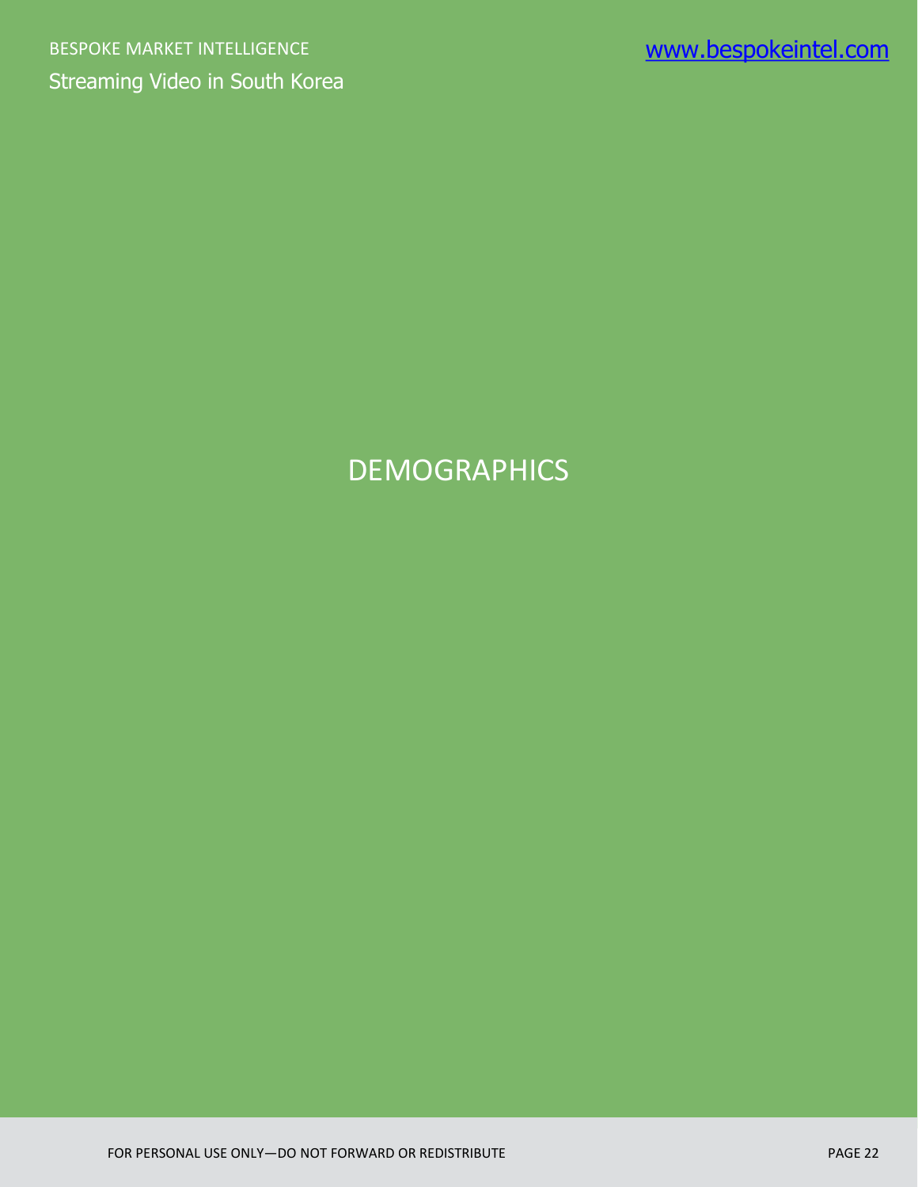# DEMOGRAPHICS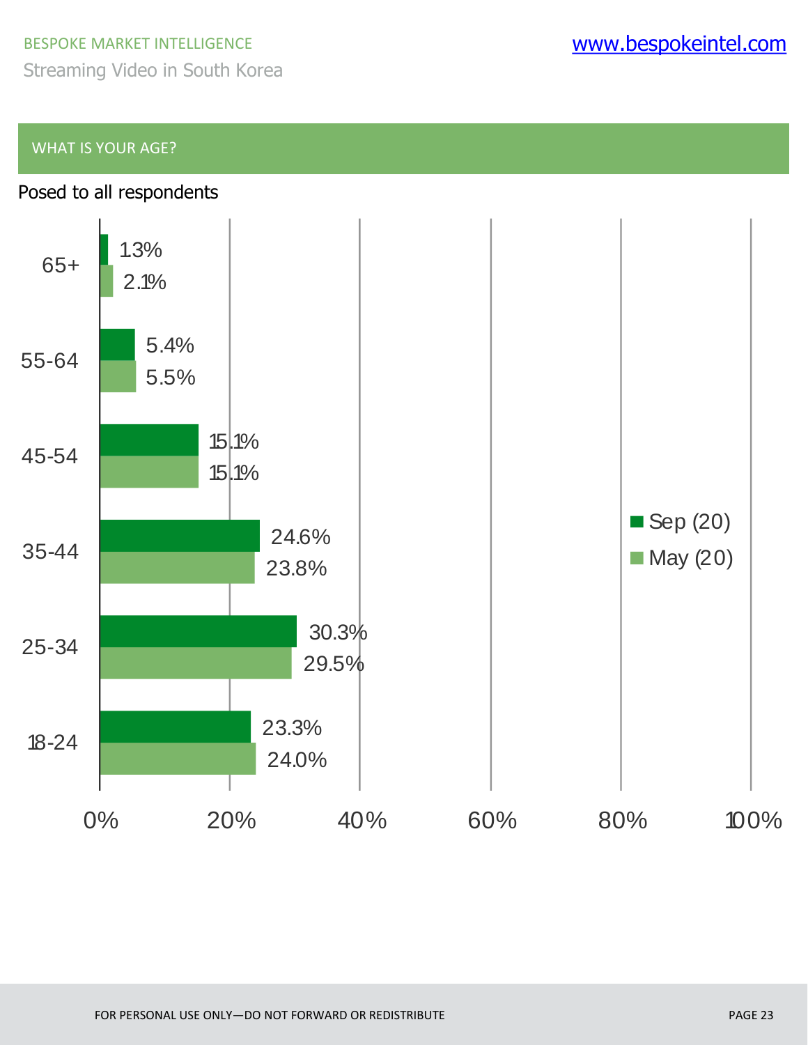## WHAT IS YOUR AGE?

Posed to all respondents

| Age | Sep (20) | May (20) |
|---|---|---|
| 65+ | 1.3% | 2.1% |
| 55-64 | 5.4% | 5.5% |
| 45-54 | 15.1% | 15.1% |
| 35-44 | 24.6% | 23.8% |
| 25-34 | 30.3% | 29.5% |
| 18-24 | 23.3% | 24.0% |

FOR PERSONAL USE ONLY—DO NOT FORWARD OR REDISTRIBUTE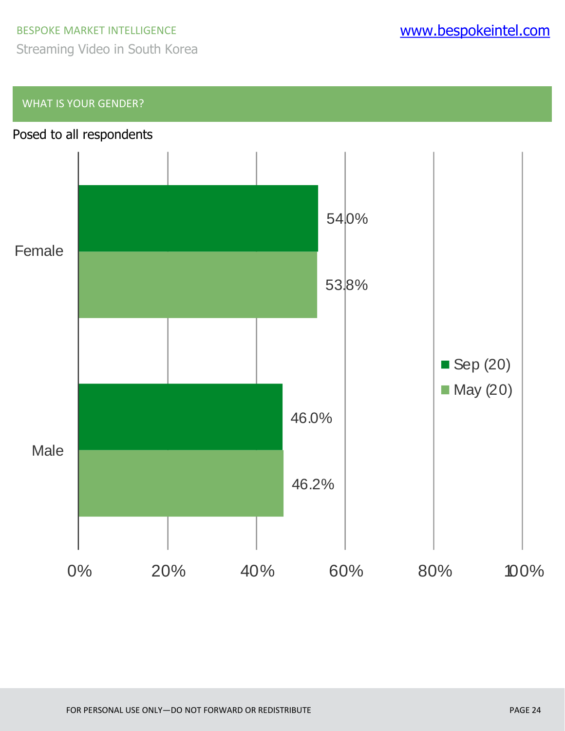## WHAT IS YOUR GENDER?

Posed to all respondents

| | Sep (20) | May (20) |
|---|---|---|
| Female | 54.0% | 53.8% |
| Male | 46.0% | 46.2% |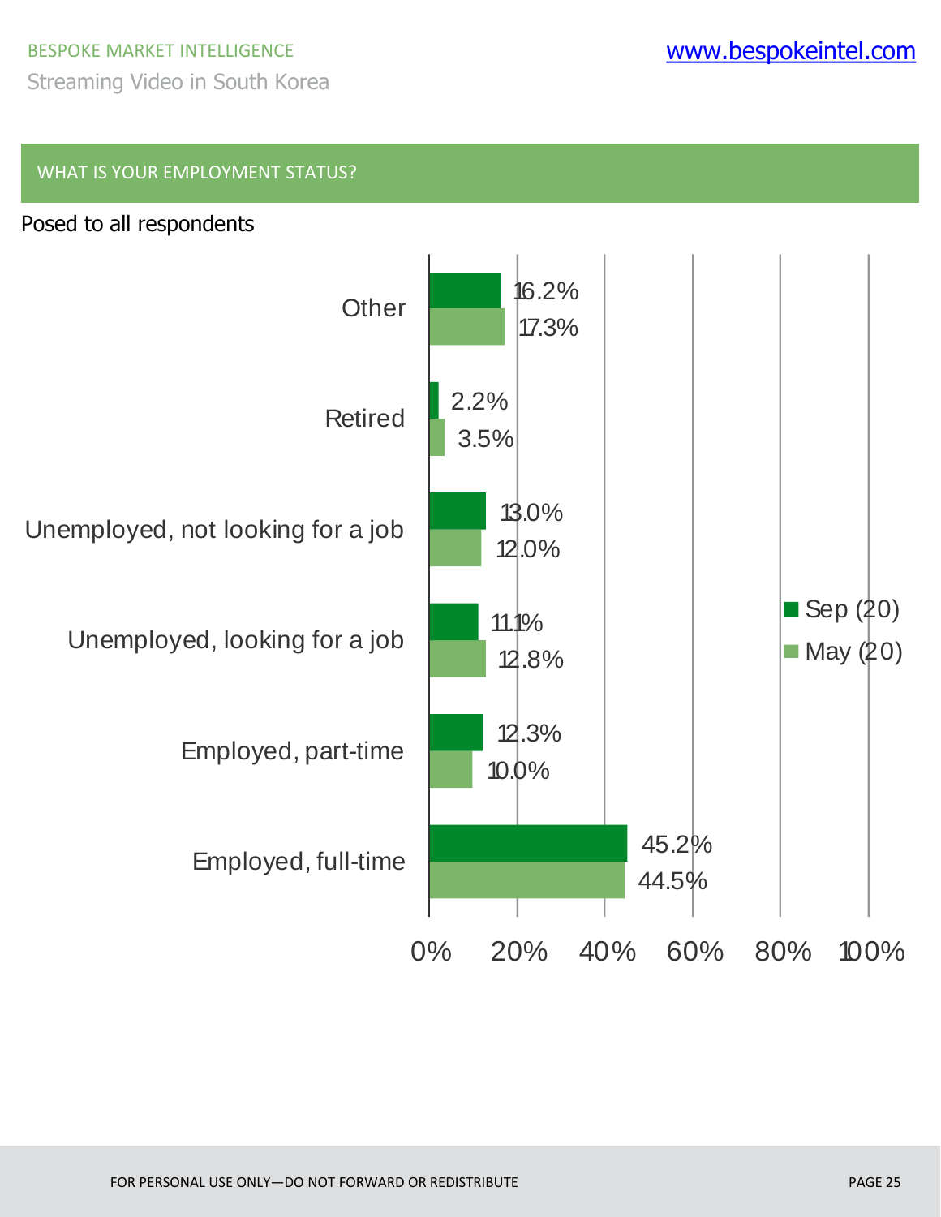## WHAT IS YOUR EMPLOYMENT STATUS?

Posed to all respondents

| | Sep (20) | May (20) |
|---|---|---|
| Other | 16.2% | 17.3% |
| Retired | 2.2% | 3.5% |
| Unemployed, not looking for a job | 13.0% | 12.0% |
| Unemployed, looking for a job | 11.1% | 12.8% |
| Employed, part-time | 12.3% | 10.0% |
| Employed, full-time | 45.2% | 44.5% |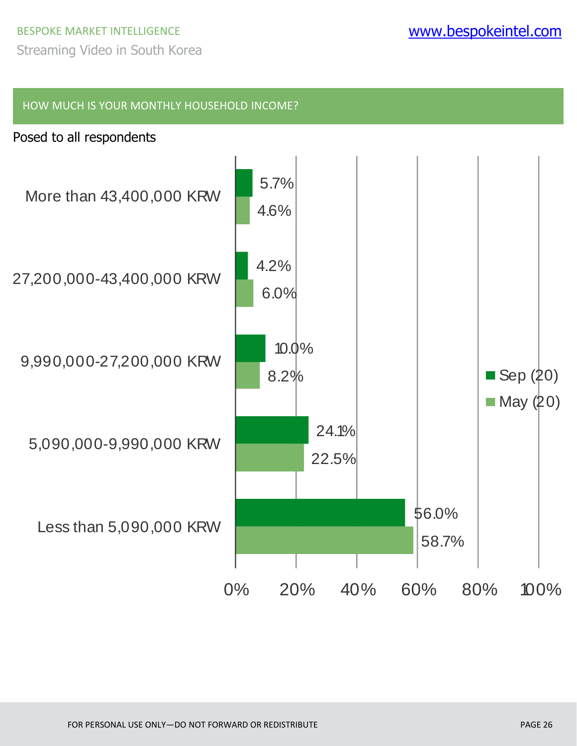HOW MUCH IS YOUR MONTHLY HOUSEHOLD INCOME?

Posed to all respondents

More than 43,400,000 KRW
5.7%
4.6%

27,200,000-43,400,000 KRW
4.2%
6.0%

9,990,000-27,200,000 KRW
10.0%
8.2%

5,090,000-9,990,000 KRW
24.1%
22.5%

Less than 5,090,000 KRW
56.0%
58.7%

0% 20% 40% 60% 80% 100%

Sep (20)
May (20)

FOR PERSONAL USE ONLY—DO NOT FORWARD OR REDISTRIBUTE